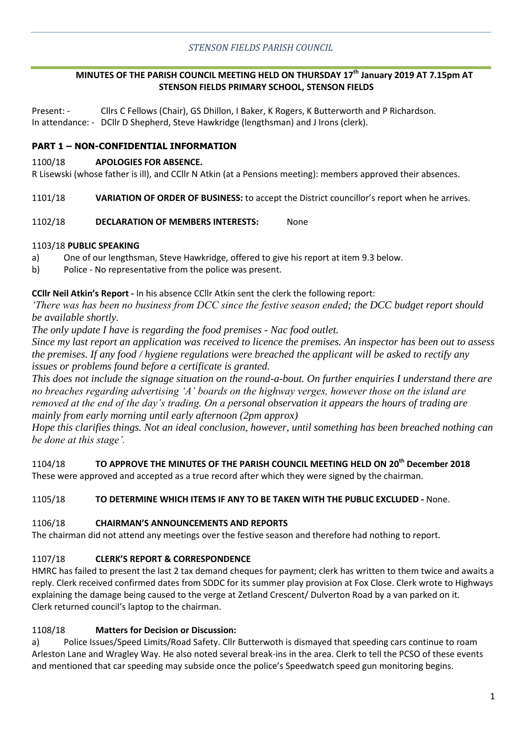*STENSON FIELDS PARISH COUNCIL*

**MINUTES OF THE PARISH COUNCIL MEETING HELD ON THURSDAY 17th January 2019 AT 7.15pm AT STENSON FIELDS PRIMARY SCHOOL, STENSON FIELDS**

Present: - Cllrs C Fellows (Chair), GS Dhillon, I Baker, K Rogers, K Butterworth and P Richardson.
In attendance: - DCllr D Shepherd, Steve Hawkridge (lengthsman) and J Irons (clerk).

## PART 1 – NON-CONFIDENTIAL INFORMATION

1100/18 **APOLOGIES FOR ABSENCE.**

R Lisewski (whose father is ill), and CCllr N Atkin (at a Pensions meeting): members approved their absences.

1101/18 **VARIATION OF ORDER OF BUSINESS:** to accept the District councillor's report when he arrives.

1102/18 **DECLARATION OF MEMBERS INTERESTS:** None

1103/18 **PUBLIC SPEAKING**

a) One of our lengthsman, Steve Hawkridge, offered to give his report at item 9.3 below.
b) Police - No representative from the police was present.

**CCllr Neil Atkin's Report -** In his absence CCllr Atkin sent the clerk the following report:

*'There was has been no business from DCC since the festive season ended; the DCC budget report should be available shortly.*

*The only update I have is regarding the food premises - Nac food outlet.*

*Since my last report an application was received to licence the premises. An inspector has been out to assess the premises. If any food / hygiene regulations were breached the applicant will be asked to rectify any issues or problems found before a certificate is granted.*

*This does not include the signage situation on the round-a-bout. On further enquiries I understand there are no breaches regarding advertising 'A' boards on the highway verges, however those on the island are removed at the end of the day's trading. On a personal observation it appears the hours of trading are mainly from early morning until early afternoon (2pm approx)*

*Hope this clarifies things. Not an ideal conclusion, however, until something has been breached nothing can be done at this stage'.*

1104/18 **TO APPROVE THE MINUTES OF THE PARISH COUNCIL MEETING HELD ON 20th December 2018**

These were approved and accepted as a true record after which they were signed by the chairman.

1105/18 **TO DETERMINE WHICH ITEMS IF ANY TO BE TAKEN WITH THE PUBLIC EXCLUDED -** None.

1106/18 **CHAIRMAN'S ANNOUNCEMENTS AND REPORTS**

The chairman did not attend any meetings over the festive season and therefore had nothing to report.

1107/18 **CLERK'S REPORT & CORRESPONDENCE**

HMRC has failed to present the last 2 tax demand cheques for payment; clerk has written to them twice and awaits a reply. Clerk received confirmed dates from SDDC for its summer play provision at Fox Close. Clerk wrote to Highways explaining the damage being caused to the verge at Zetland Crescent/ Dulverton Road by a van parked on it.
Clerk returned council's laptop to the chairman.

1108/18 **Matters for Decision or Discussion:**

a) Police Issues/Speed Limits/Road Safety. Cllr Butterwoth is dismayed that speeding cars continue to roam Arleston Lane and Wragley Way. He also noted several break-ins in the area. Clerk to tell the PCSO of these events and mentioned that car speeding may subside once the police's Speedwatch speed gun monitoring begins.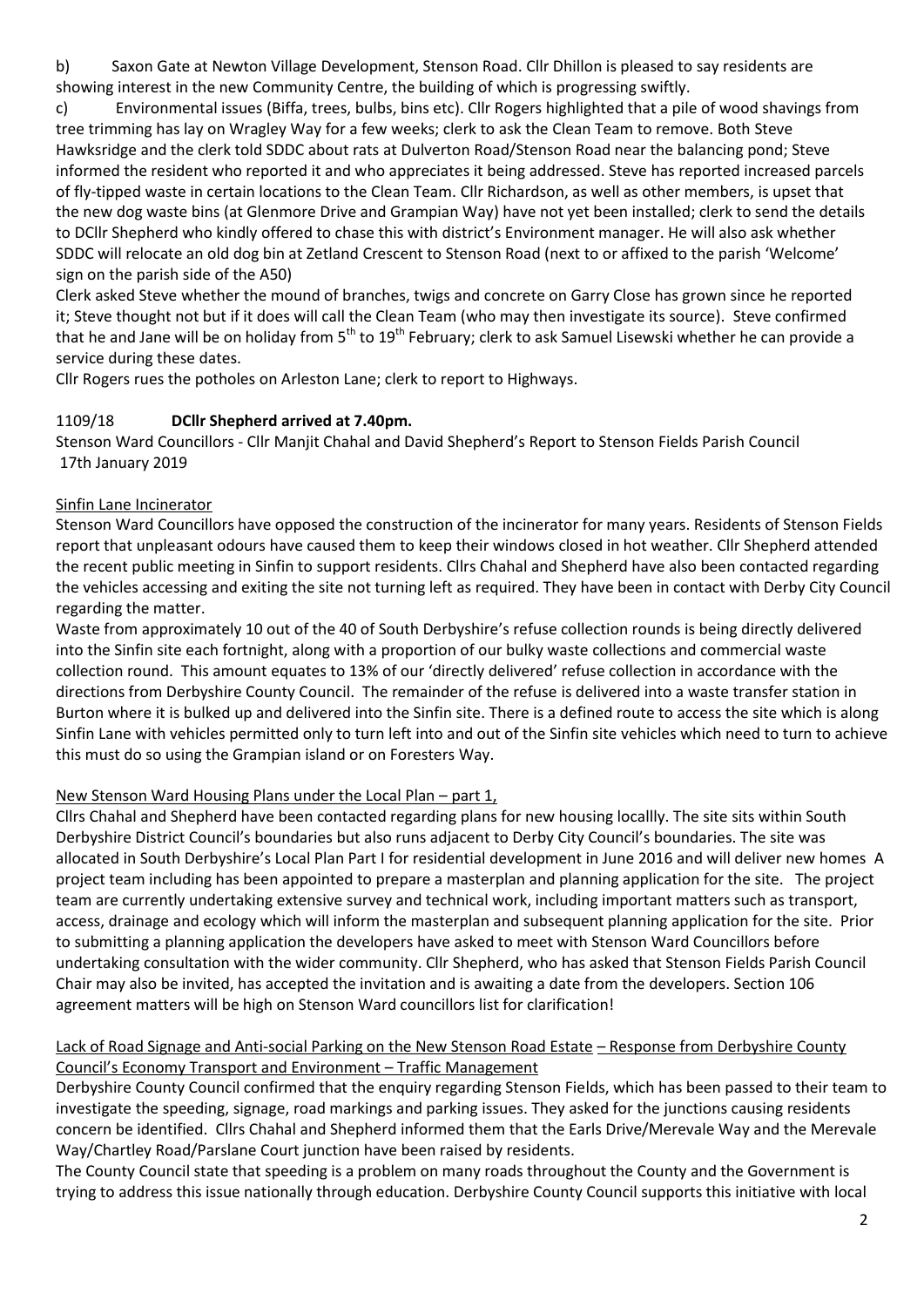b) Saxon Gate at Newton Village Development, Stenson Road. Cllr Dhillon is pleased to say residents are showing interest in the new Community Centre, the building of which is progressing swiftly.

c) Environmental issues (Biffa, trees, bulbs, bins etc). Cllr Rogers highlighted that a pile of wood shavings from tree trimming has lay on Wragley Way for a few weeks; clerk to ask the Clean Team to remove. Both Steve Hawksridge and the clerk told SDDC about rats at Dulverton Road/Stenson Road near the balancing pond; Steve informed the resident who reported it and who appreciates it being addressed. Steve has reported increased parcels of fly-tipped waste in certain locations to the Clean Team. Cllr Richardson, as well as other members, is upset that the new dog waste bins (at Glenmore Drive and Grampian Way) have not yet been installed; clerk to send the details to DCllr Shepherd who kindly offered to chase this with district's Environment manager. He will also ask whether SDDC will relocate an old dog bin at Zetland Crescent to Stenson Road (next to or affixed to the parish 'Welcome' sign on the parish side of the A50)

Clerk asked Steve whether the mound of branches, twigs and concrete on Garry Close has grown since he reported it; Steve thought not but if it does will call the Clean Team (who may then investigate its source). Steve confirmed that he and Jane will be on holiday from 5th to 19th February; clerk to ask Samuel Lisewski whether he can provide a service during these dates.

Cllr Rogers rues the potholes on Arleston Lane; clerk to report to Highways.

1109/18 **DCllr Shepherd arrived at 7.40pm.**

Stenson Ward Councillors - Cllr Manjit Chahal and David Shepherd's Report to Stenson Fields Parish Council 17th January 2019

Sinfin Lane Incinerator

Stenson Ward Councillors have opposed the construction of the incinerator for many years. Residents of Stenson Fields report that unpleasant odours have caused them to keep their windows closed in hot weather. Cllr Shepherd attended the recent public meeting in Sinfin to support residents. Cllrs Chahal and Shepherd have also been contacted regarding the vehicles accessing and exiting the site not turning left as required. They have been in contact with Derby City Council regarding the matter.

Waste from approximately 10 out of the 40 of South Derbyshire's refuse collection rounds is being directly delivered into the Sinfin site each fortnight, along with a proportion of our bulky waste collections and commercial waste collection round. This amount equates to 13% of our 'directly delivered' refuse collection in accordance with the directions from Derbyshire County Council. The remainder of the refuse is delivered into a waste transfer station in Burton where it is bulked up and delivered into the Sinfin site. There is a defined route to access the site which is along Sinfin Lane with vehicles permitted only to turn left into and out of the Sinfin site vehicles which need to turn to achieve this must do so using the Grampian island or on Foresters Way.

New Stenson Ward Housing Plans under the Local Plan – part 1,

Cllrs Chahal and Shepherd have been contacted regarding plans for new housing locallly. The site sits within South Derbyshire District Council's boundaries but also runs adjacent to Derby City Council's boundaries. The site was allocated in South Derbyshire's Local Plan Part I for residential development in June 2016 and will deliver new homes A project team including has been appointed to prepare a masterplan and planning application for the site. The project team are currently undertaking extensive survey and technical work, including important matters such as transport, access, drainage and ecology which will inform the masterplan and subsequent planning application for the site. Prior to submitting a planning application the developers have asked to meet with Stenson Ward Councillors before undertaking consultation with the wider community. Cllr Shepherd, who has asked that Stenson Fields Parish Council Chair may also be invited, has accepted the invitation and is awaiting a date from the developers. Section 106 agreement matters will be high on Stenson Ward councillors list for clarification!

Lack of Road Signage and Anti-social Parking on the New Stenson Road Estate – Response from Derbyshire County Council's Economy Transport and Environment – Traffic Management

Derbyshire County Council confirmed that the enquiry regarding Stenson Fields, which has been passed to their team to investigate the speeding, signage, road markings and parking issues. They asked for the junctions causing residents concern be identified. Cllrs Chahal and Shepherd informed them that the Earls Drive/Merevale Way and the Merevale Way/Chartley Road/Parslane Court junction have been raised by residents.

The County Council state that speeding is a problem on many roads throughout the County and the Government is trying to address this issue nationally through education. Derbyshire County Council supports this initiative with local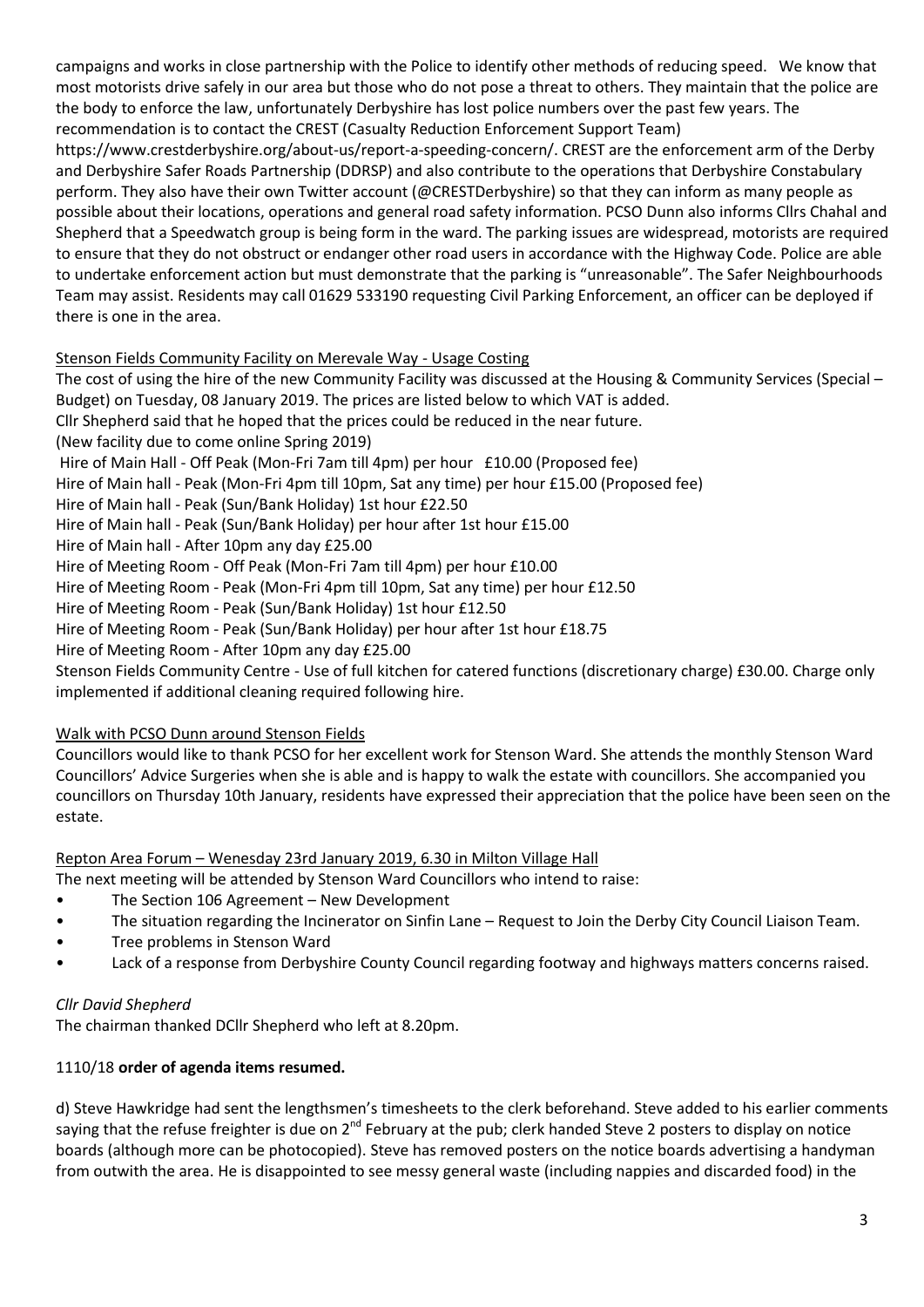campaigns and works in close partnership with the Police to identify other methods of reducing speed. We know that most motorists drive safely in our area but those who do not pose a threat to others. They maintain that the police are the body to enforce the law, unfortunately Derbyshire has lost police numbers over the past few years. The recommendation is to contact the CREST (Casualty Reduction Enforcement Support Team) https://www.crestderbyshire.org/about-us/report-a-speeding-concern/. CREST are the enforcement arm of the Derby and Derbyshire Safer Roads Partnership (DDRSP) and also contribute to the operations that Derbyshire Constabulary perform. They also have their own Twitter account (@CRESTDerbyshire) so that they can inform as many people as possible about their locations, operations and general road safety information. PCSO Dunn also informs Cllrs Chahal and Shepherd that a Speedwatch group is being form in the ward. The parking issues are widespread, motorists are required to ensure that they do not obstruct or endanger other road users in accordance with the Highway Code. Police are able to undertake enforcement action but must demonstrate that the parking is "unreasonable". The Safer Neighbourhoods Team may assist. Residents may call 01629 533190 requesting Civil Parking Enforcement, an officer can be deployed if there is one in the area.

<u>Stenson Fields Community Facility on Merevale Way - Usage Costing</u>

The cost of using the hire of the new Community Facility was discussed at the Housing & Community Services (Special – Budget) on Tuesday, 08 January 2019. The prices are listed below to which VAT is added.
Cllr Shepherd said that he hoped that the prices could be reduced in the near future.
(New facility due to come online Spring 2019)
Hire of Main Hall - Off Peak (Mon-Fri 7am till 4pm) per hour £10.00 (Proposed fee)
Hire of Main hall - Peak (Mon-Fri 4pm till 10pm, Sat any time) per hour £15.00 (Proposed fee)
Hire of Main hall - Peak (Sun/Bank Holiday) 1st hour £22.50
Hire of Main hall - Peak (Sun/Bank Holiday) per hour after 1st hour £15.00
Hire of Main hall - After 10pm any day £25.00
Hire of Meeting Room - Off Peak (Mon-Fri 7am till 4pm) per hour £10.00
Hire of Meeting Room - Peak (Mon-Fri 4pm till 10pm, Sat any time) per hour £12.50
Hire of Meeting Room - Peak (Sun/Bank Holiday) 1st hour £12.50
Hire of Meeting Room - Peak (Sun/Bank Holiday) per hour after 1st hour £18.75
Hire of Meeting Room - After 10pm any day £25.00
Stenson Fields Community Centre - Use of full kitchen for catered functions (discretionary charge) £30.00. Charge only implemented if additional cleaning required following hire.

<u>Walk with PCSO Dunn around Stenson Fields</u>

Councillors would like to thank PCSO for her excellent work for Stenson Ward. She attends the monthly Stenson Ward Councillors' Advice Surgeries when she is able and is happy to walk the estate with councillors. She accompanied you councillors on Thursday 10th January, residents have expressed their appreciation that the police have been seen on the estate.

<u>Repton Area Forum – Wenesday 23rd January 2019, 6.30 in Milton Village Hall</u>

The next meeting will be attended by Stenson Ward Councillors who intend to raise:

- The Section 106 Agreement – New Development
- The situation regarding the Incinerator on Sinfin Lane – Request to Join the Derby City Council Liaison Team.
- Tree problems in Stenson Ward
- Lack of a response from Derbyshire County Council regarding footway and highways matters concerns raised.

*Cllr David Shepherd*

The chairman thanked DCllr Shepherd who left at 8.20pm.

1110/18 **order of agenda items resumed.**

d) Steve Hawkridge had sent the lengthsmen's timesheets to the clerk beforehand. Steve added to his earlier comments saying that the refuse freighter is due on 2nd February at the pub; clerk handed Steve 2 posters to display on notice boards (although more can be photocopied). Steve has removed posters on the notice boards advertising a handyman from outwith the area. He is disappointed to see messy general waste (including nappies and discarded food) in the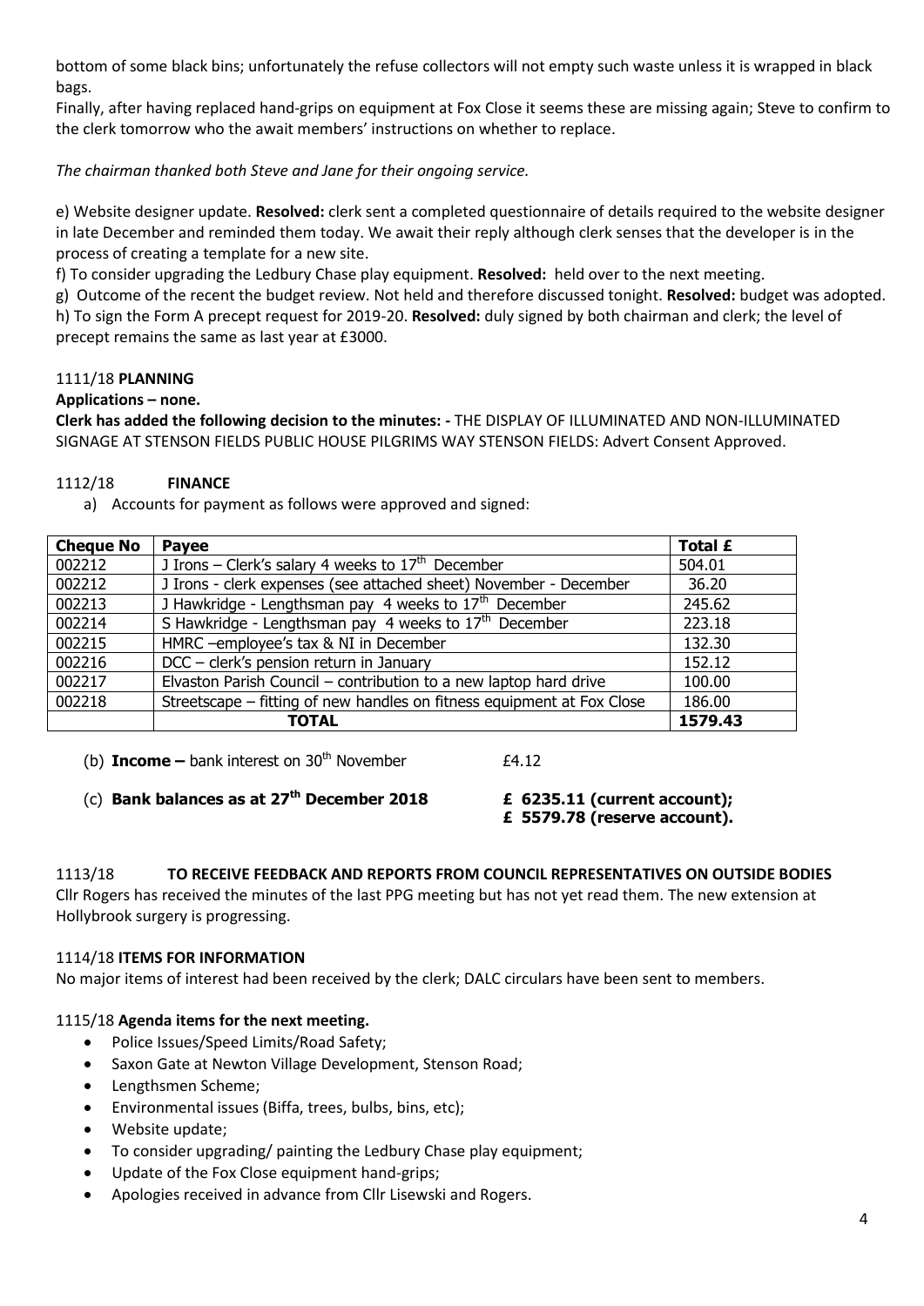bottom of some black bins; unfortunately the refuse collectors will not empty such waste unless it is wrapped in black bags.

Finally, after having replaced hand-grips on equipment at Fox Close it seems these are missing again; Steve to confirm to the clerk tomorrow who the await members' instructions on whether to replace.

*The chairman thanked both Steve and Jane for their ongoing service.*

e) Website designer update. **Resolved:** clerk sent a completed questionnaire of details required to the website designer in late December and reminded them today. We await their reply although clerk senses that the developer is in the process of creating a template for a new site.

f) To consider upgrading the Ledbury Chase play equipment. **Resolved:** held over to the next meeting.

g) Outcome of the recent the budget review. Not held and therefore discussed tonight. **Resolved:** budget was adopted.

h) To sign the Form A precept request for 2019-20. **Resolved:** duly signed by both chairman and clerk; the level of precept remains the same as last year at £3000.

1111/18 **PLANNING**

**Applications – none.**

**Clerk has added the following decision to the minutes: -** THE DISPLAY OF ILLUMINATED AND NON-ILLUMINATED SIGNAGE AT STENSON FIELDS PUBLIC HOUSE PILGRIMS WAY STENSON FIELDS: Advert Consent Approved.

1112/18 **FINANCE**

a) Accounts for payment as follows were approved and signed:

| Cheque No | Payee | Total £ |
|---|---|---|
| 002212 | J Irons – Clerk's salary 4 weeks to 17th December | 504.01 |
| 002212 | J Irons - clerk expenses (see attached sheet) November - December | 36.20 |
| 002213 | J Hawkridge - Lengthsman pay 4 weeks to 17th December | 245.62 |
| 002214 | S Hawkridge - Lengthsman pay 4 weeks to 17th December | 223.18 |
| 002215 | HMRC –employee's tax & NI in December | 132.30 |
| 002216 | DCC – clerk's pension return in January | 152.12 |
| 002217 | Elvaston Parish Council – contribution to a new laptop hard drive | 100.00 |
| 002218 | Streetscape – fitting of new handles on fitness equipment at Fox Close | 186.00 |
| | **TOTAL** | **1579.43** |

(b) **Income –** bank interest on 30th November £4.12

(c) **Bank balances as at 27th December 2018 £ 6235.11 (current account); £ 5579.78 (reserve account).**

1113/18 **TO RECEIVE FEEDBACK AND REPORTS FROM COUNCIL REPRESENTATIVES ON OUTSIDE BODIES**

Cllr Rogers has received the minutes of the last PPG meeting but has not yet read them. The new extension at Hollybrook surgery is progressing.

1114/18 **ITEMS FOR INFORMATION**

No major items of interest had been received by the clerk; DALC circulars have been sent to members.

1115/18 **Agenda items for the next meeting.**

- Police Issues/Speed Limits/Road Safety;
- Saxon Gate at Newton Village Development, Stenson Road;
- Lengthsmen Scheme;
- Environmental issues (Biffa, trees, bulbs, bins, etc);
- Website update;
- To consider upgrading/ painting the Ledbury Chase play equipment;
- Update of the Fox Close equipment hand-grips;
- Apologies received in advance from Cllr Lisewski and Rogers.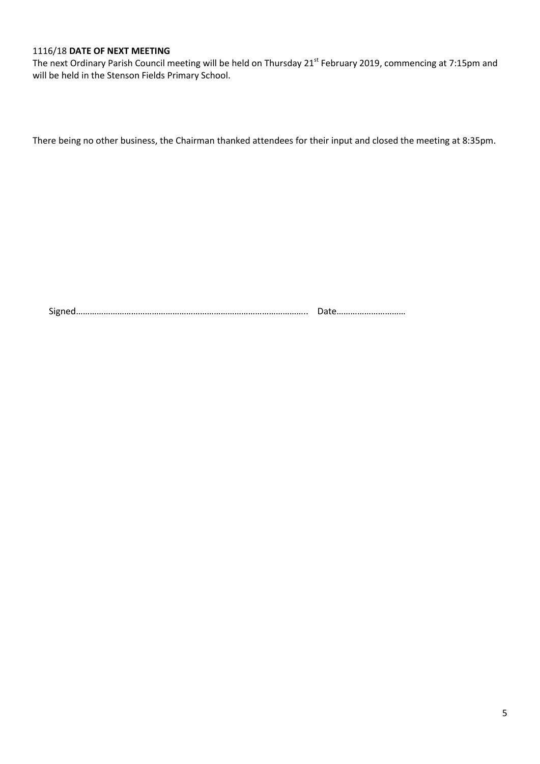1116/18 **DATE OF NEXT MEETING**

The next Ordinary Parish Council meeting will be held on Thursday 21st February 2019, commencing at 7:15pm and will be held in the Stenson Fields Primary School.

There being no other business, the Chairman thanked attendees for their input and closed the meeting at 8:35pm.

Signed……………………………………………………………………………………….. Date…………………………